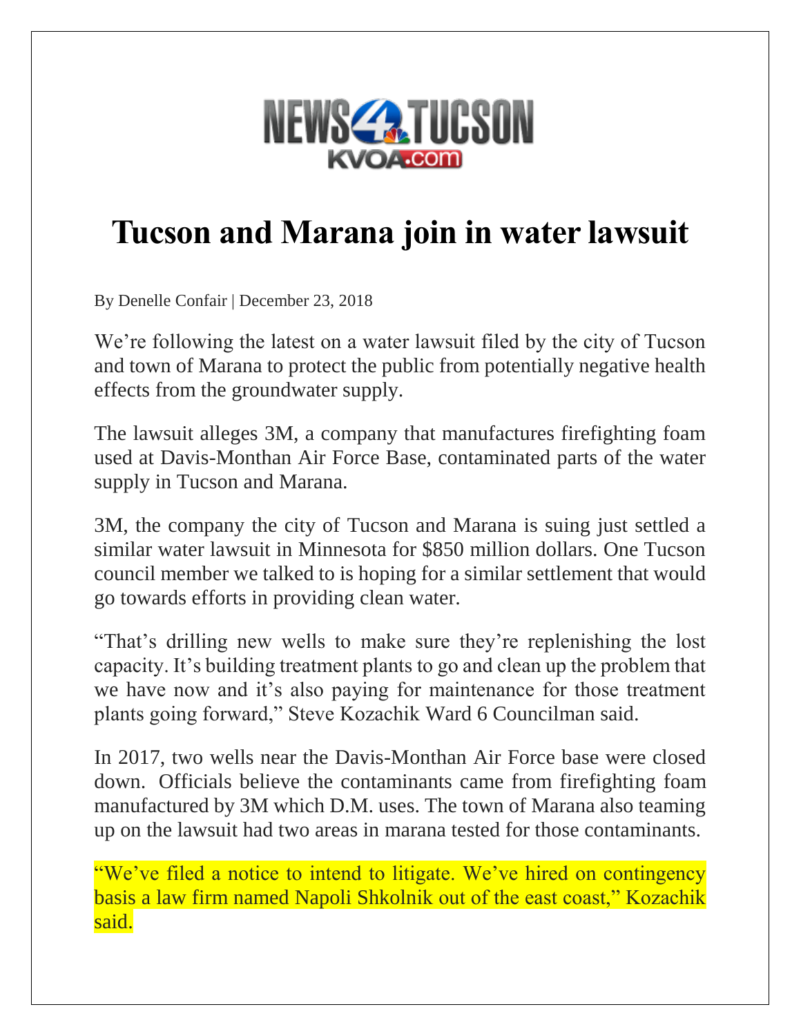NEWS 4 TUCSON
KVOA.com

# Tucson and Marana join in water lawsuit

By Denelle Confair | December 23, 2018

We're following the latest on a water lawsuit filed by the city of Tucson and town of Marana to protect the public from potentially negative health effects from the groundwater supply.

The lawsuit alleges 3M, a company that manufactures firefighting foam used at Davis-Monthan Air Force Base, contaminated parts of the water supply in Tucson and Marana.

3M, the company the city of Tucson and Marana is suing just settled a similar water lawsuit in Minnesota for $850 million dollars. One Tucson council member we talked to is hoping for a similar settlement that would go towards efforts in providing clean water.

"That's drilling new wells to make sure they're replenishing the lost capacity. It's building treatment plants to go and clean up the problem that we have now and it's also paying for maintenance for those treatment plants going forward," Steve Kozachik Ward 6 Councilman said.

In 2017, two wells near the Davis-Monthan Air Force base were closed down. Officials believe the contaminants came from firefighting foam manufactured by 3M which D.M. uses. The town of Marana also teaming up on the lawsuit had two areas in marana tested for those contaminants.

"We've filed a notice to intend to litigate. We've hired on contingency basis a law firm named Napoli Shkolnik out of the east coast," Kozachik said.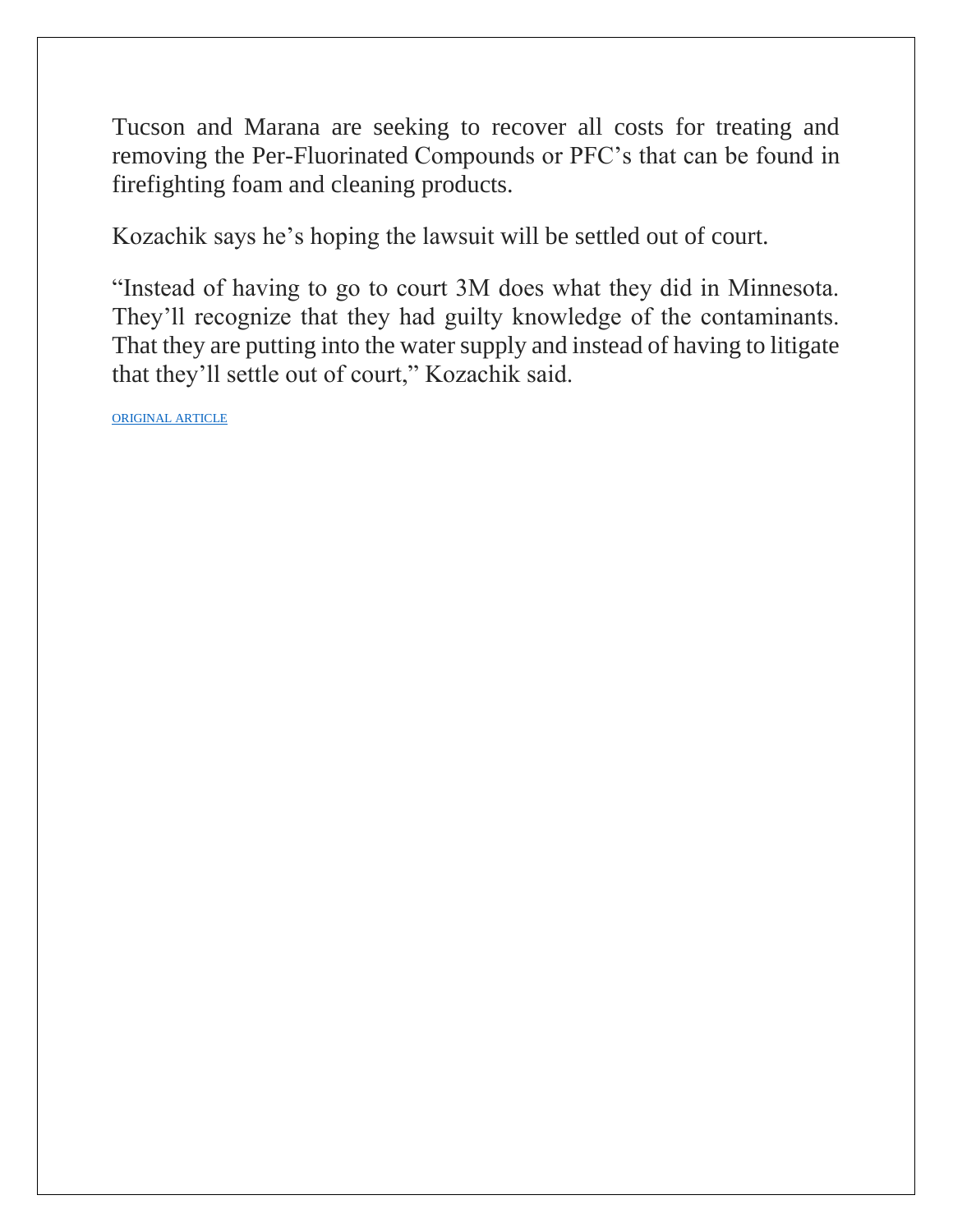Tucson and Marana are seeking to recover all costs for treating and removing the Per-Fluorinated Compounds or PFC's that can be found in firefighting foam and cleaning products.

Kozachik says he's hoping the lawsuit will be settled out of court.

"Instead of having to go to court 3M does what they did in Minnesota. They'll recognize that they had guilty knowledge of the contaminants. That they are putting into the water supply and instead of having to litigate that they'll settle out of court," Kozachik said.

ORIGINAL ARTICLE